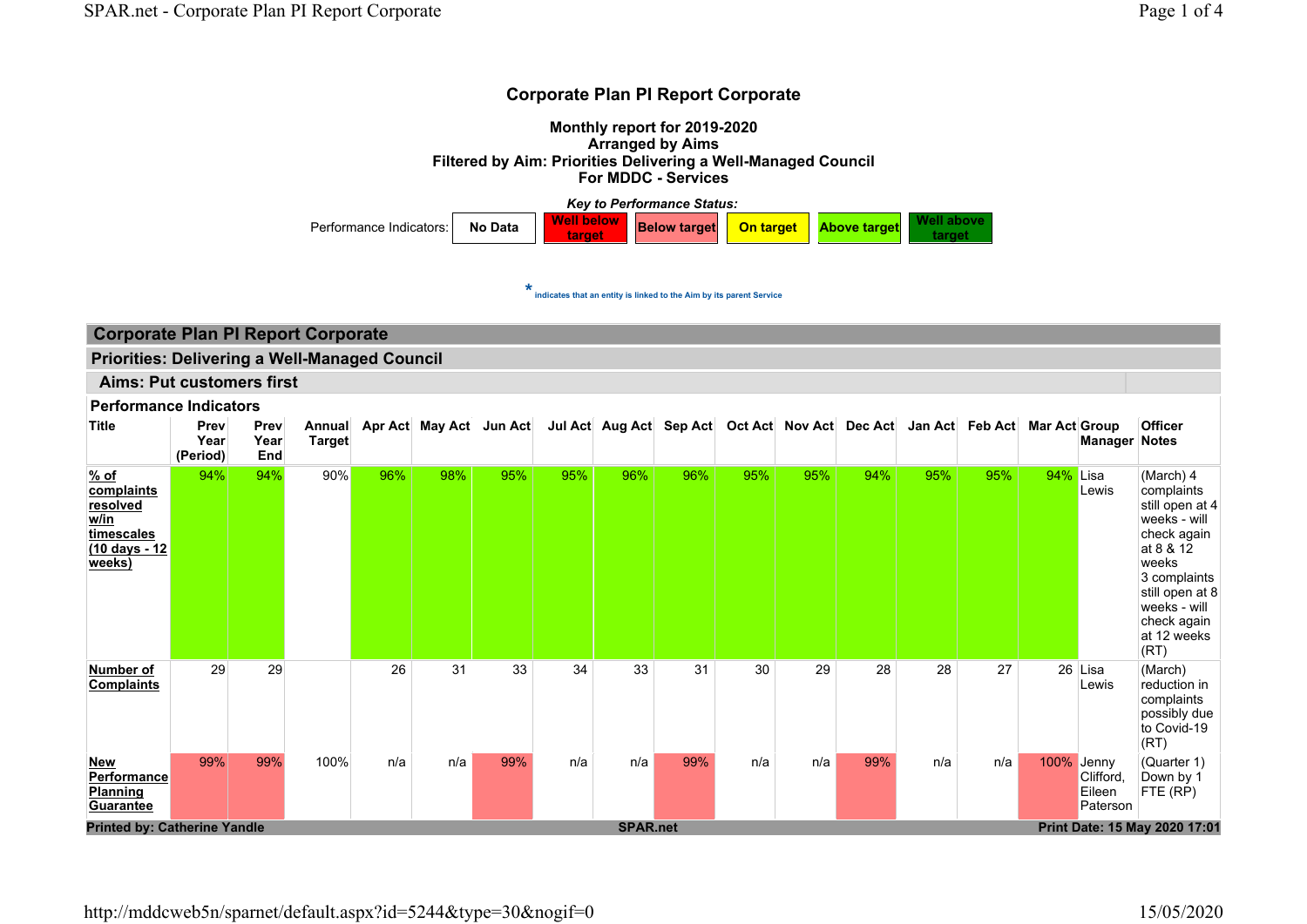# Corporate Plan PI Report Corporate

**Monthly report for 2019-2020**
**Arranged by Aims**
**Filtered by Aim: Priorities Delivering a Well-Managed Council**
**For MDDC - Services**

***Key to Performance Status:***

| Performance Indicators: | No Data | Well below target | Below target | On target | Above target | Well above target |
|---|---|---|---|---|---|---|

\* indicates that an entity is linked to the Aim by its parent Service

## Corporate Plan PI Report Corporate

### Priorities: Delivering a Well-Managed Council

### Aims: Put customers first

#### Performance Indicators

| Title | Prev Year (Period) | Prev Year End | Annual Target | Apr Act | May Act | Jun Act | Jul Act | Aug Act | Sep Act | Oct Act | Nov Act | Dec Act | Jan Act | Feb Act | Mar Act | Group Manager | Officer Notes |
|---|---|---|---|---|---|---|---|---|---|---|---|---|---|---|---|---|---|
| % of complaints resolved w/in timescales (10 days - 12 weeks) | 94% | 94% | 90% | 96% | 98% | 95% | 95% | 96% | 96% | 95% | 95% | 94% | 95% | 95% | 94% | Lisa Lewis | (March) 4 complaints still open at 4 weeks - will check again at 8 & 12 weeks<br>3 complaints still open at 8 weeks - will check again at 12 weeks (RT) |
| Number of Complaints | 29 | 29 | | 26 | 31 | 33 | 34 | 33 | 31 | 30 | 29 | 28 | 28 | 27 | 26 | Lisa Lewis | (March) reduction in complaints possibly due to Covid-19 (RT) |
| New Performance Planning Guarantee | 99% | 99% | 100% | n/a | n/a | 99% | n/a | n/a | 99% | n/a | n/a | 99% | n/a | n/a | 100% | Jenny Clifford, Eileen Paterson | (Quarter 1) Down by 1 FTE (RP) |

Printed by: Catherine Yandle | SPAR.net | Print Date: 15 May 2020 17:01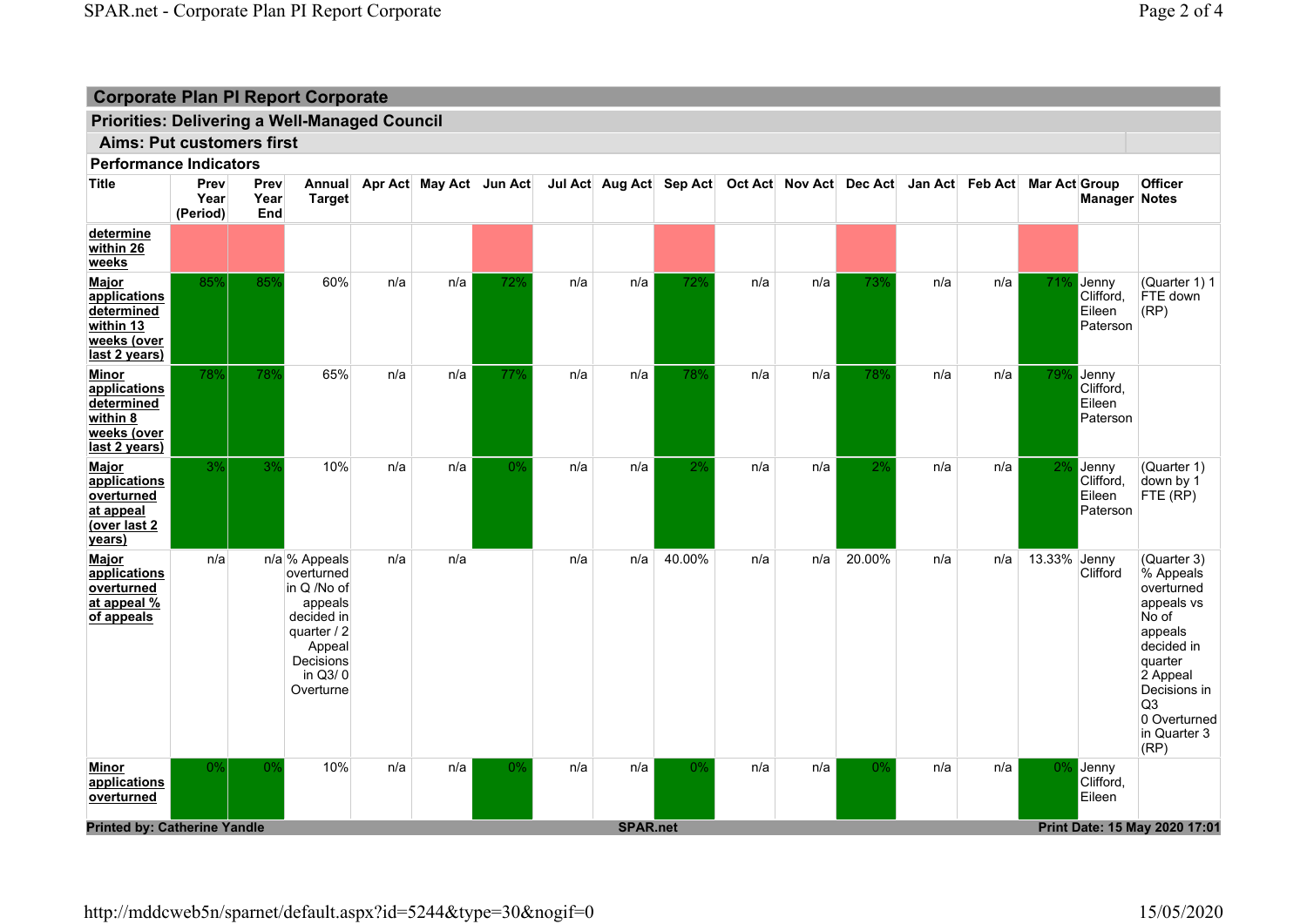## Corporate Plan PI Report Corporate

### Priorities: Delivering a Well-Managed Council

#### Aims: Put customers first

**Performance Indicators**

| Title | Prev Year (Period) | Prev Year End | Annual Target | Apr Act | May Act | Jun Act | Jul Act | Aug Act | Sep Act | Oct Act | Nov Act | Dec Act | Jan Act | Feb Act | Mar Act | Group Manager | Officer Notes |
|---|---|---|---|---|---|---|---|---|---|---|---|---|---|---|---|---|---|
| determine within 26 weeks | | | | | | | | | | | | | | | | | |
| Major applications determined within 13 weeks (over last 2 years) | 85% | 85% | 60% | n/a | n/a | 72% | n/a | n/a | 72% | n/a | n/a | 73% | n/a | n/a | 71% | Jenny Clifford, Eileen Paterson | (Quarter 1) 1 FTE down (RP) |
| Minor applications determined within 8 weeks (over last 2 years) | 78% | 78% | 65% | n/a | n/a | 77% | n/a | n/a | 78% | n/a | n/a | 78% | n/a | n/a | 79% | Jenny Clifford, Eileen Paterson | |
| Major applications overturned at appeal (over last 2 years) | 3% | 3% | 10% | n/a | n/a | 0% | n/a | n/a | 2% | n/a | n/a | 2% | n/a | n/a | 2% | Jenny Clifford, Eileen Paterson | (Quarter 1) down by 1 FTE (RP) |
| Major applications overturned at appeal % of appeals | n/a | n/a | % Appeals overturned in Q /No of appeals decided in quarter / 2 Appeal Decisions in Q3/ 0 Overturne | n/a | n/a | | n/a | n/a | 40.00% | n/a | n/a | 20.00% | n/a | n/a | 13.33% | Jenny Clifford | (Quarter 3) % Appeals overturned appeals vs No of appeals decided in quarter 2 Appeal Decisions in Q3 0 Overturned in Quarter 3 (RP) |
| Minor applications overturned | 0% | 0% | 10% | n/a | n/a | 0% | n/a | n/a | 0% | n/a | n/a | 0% | n/a | n/a | 0% | Jenny Clifford, Eileen | |

**Printed by: Catherine Yandle** | **SPAR.net** | **Print Date: 15 May 2020 17:01**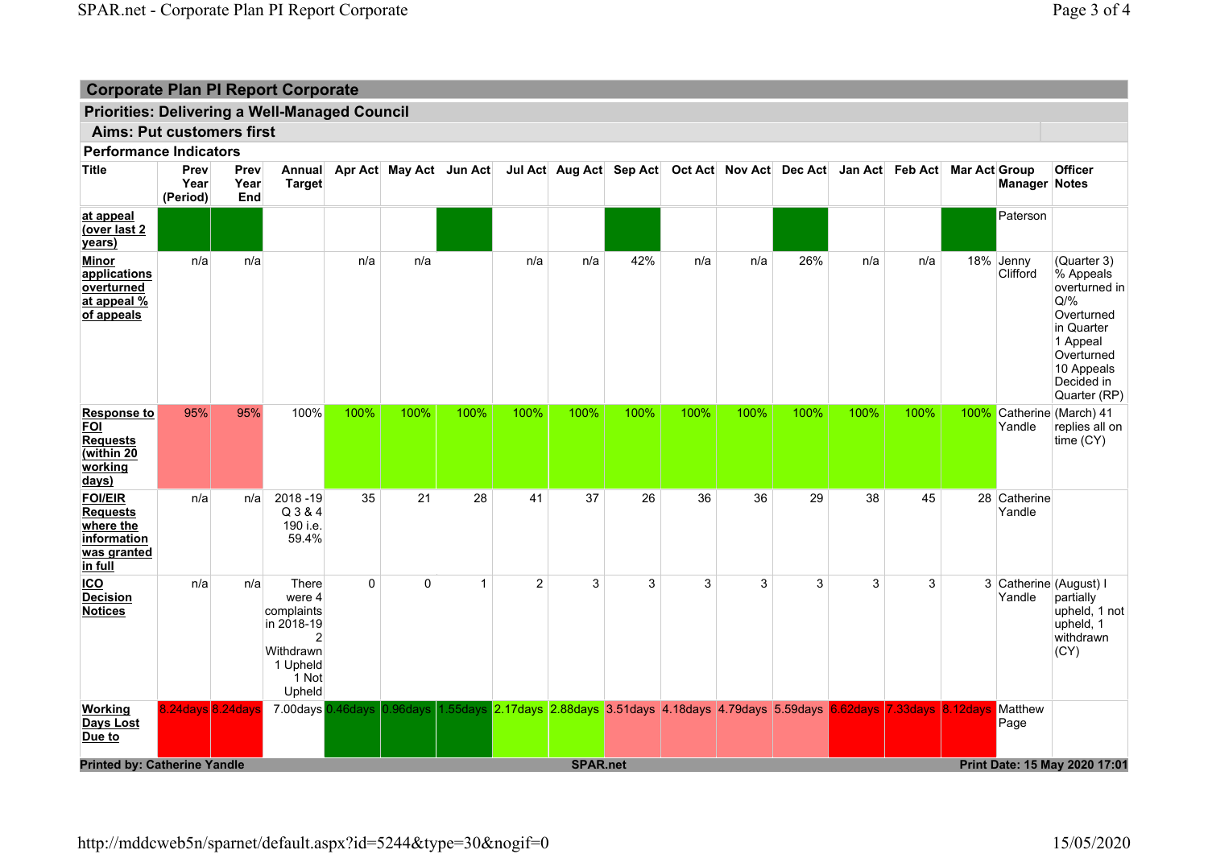## Corporate Plan PI Report Corporate

### Priorities: Delivering a Well-Managed Council

#### Aims: Put customers first

**Performance Indicators**

| Title | Prev Year (Period) | Prev Year End | Annual Target | Apr Act | May Act | Jun Act | Jul Act | Aug Act | Sep Act | Oct Act | Nov Act | Dec Act | Jan Act | Feb Act | Mar Act | Group Manager | Officer Notes |
|---|---|---|---|---|---|---|---|---|---|---|---|---|---|---|---|---|---|
| at appeal (over last 2 years) | | | | | | | | | | | | | | | | Paterson | |
| Minor applications overturned at appeal % of appeals | n/a | n/a | | n/a | n/a | | n/a | n/a | 42% | n/a | n/a | 26% | n/a | n/a | 18% | Jenny Clifford | (Quarter 3) % Appeals overturned in Q/% Overturned in Quarter 1 Appeal Overturned 10 Appeals Decided in Quarter (RP) |
| Response to FOI Requests (within 20 working days) | 95% | 95% | 100% | 100% | 100% | 100% | 100% | 100% | 100% | 100% | 100% | 100% | 100% | 100% | 100% | Catherine Yandle | (March) 41 replies all on time (CY) |
| FOI/EIR Requests where the information was granted in full | n/a | n/a | 2018 -19 Q 3 & 4 190 i.e. 59.4% | 35 | 21 | 28 | 41 | 37 | 26 | 36 | 36 | 29 | 38 | 45 | 28 | Catherine Yandle | |
| ICO Decision Notices | n/a | n/a | There were 4 complaints in 2018-19 2 Withdrawn 1 Upheld 1 Not Upheld | 0 | 0 | 1 | 2 | 3 | 3 | 3 | 3 | 3 | 3 | 3 | 3 | Catherine Yandle | (August) I partially upheld, 1 not upheld, 1 withdrawn (CY) |
| Working Days Lost Due to | 8.24days | 8.24days | 7.00days | 0.46days | 0.96days | 1.55days | 2.17days | 2.88days | 3.51days | 4.18days | 4.79days | 5.59days | 6.62days | 7.33days | 8.12days | Matthew Page | |

Printed by: Catherine Yandle | SPAR.net | Print Date: 15 May 2020 17:01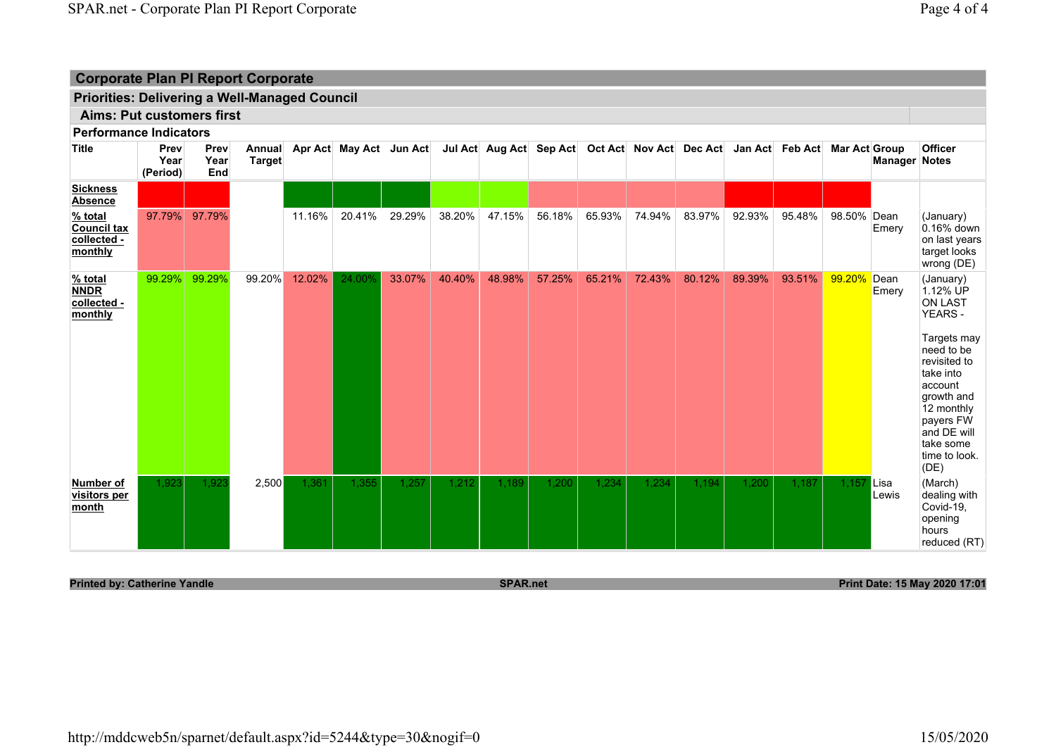## Corporate Plan PI Report Corporate

### Priorities: Delivering a Well-Managed Council

#### Aims: Put customers first

**Performance Indicators**

| Title | Prev Year (Period) | Prev Year End | Annual Target | Apr Act | May Act | Jun Act | Jul Act | Aug Act | Sep Act | Oct Act | Nov Act | Dec Act | Jan Act | Feb Act | Mar Act | Group Manager | Officer Notes |
|---|---|---|---|---|---|---|---|---|---|---|---|---|---|---|---|---|---|
| **Sickness Absence** | | | | | | | | | | | | | | | | | |
| **% total Council tax collected - monthly** | 97.79% | 97.79% | | 11.16% | 20.41% | 29.29% | 38.20% | 47.15% | 56.18% | 65.93% | 74.94% | 83.97% | 92.93% | 95.48% | 98.50% | Dean Emery | (January) 0.16% down on last years target looks wrong (DE) |
| **% total NNDR collected - monthly** | 99.29% | 99.29% | 99.20% | 12.02% | 24.00% | 33.07% | 40.40% | 48.98% | 57.25% | 65.21% | 72.43% | 80.12% | 89.39% | 93.51% | 99.20% | Dean Emery | (January) 1.12% UP ON LAST YEARS - Targets may need to be revisited to take into account growth and 12 monthly payers FW and DE will take some time to look. (DE) |
| **Number of visitors per month** | 1,923 | 1,923 | 2,500 | 1,361 | 1,355 | 1,257 | 1,212 | 1,189 | 1,200 | 1,234 | 1,234 | 1,194 | 1,200 | 1,187 | 1,157 | Lisa Lewis | (March) dealing with Covid-19, opening hours reduced (RT) |

**Printed by: Catherine Yandle** **SPAR.net** **Print Date: 15 May 2020 17:01**